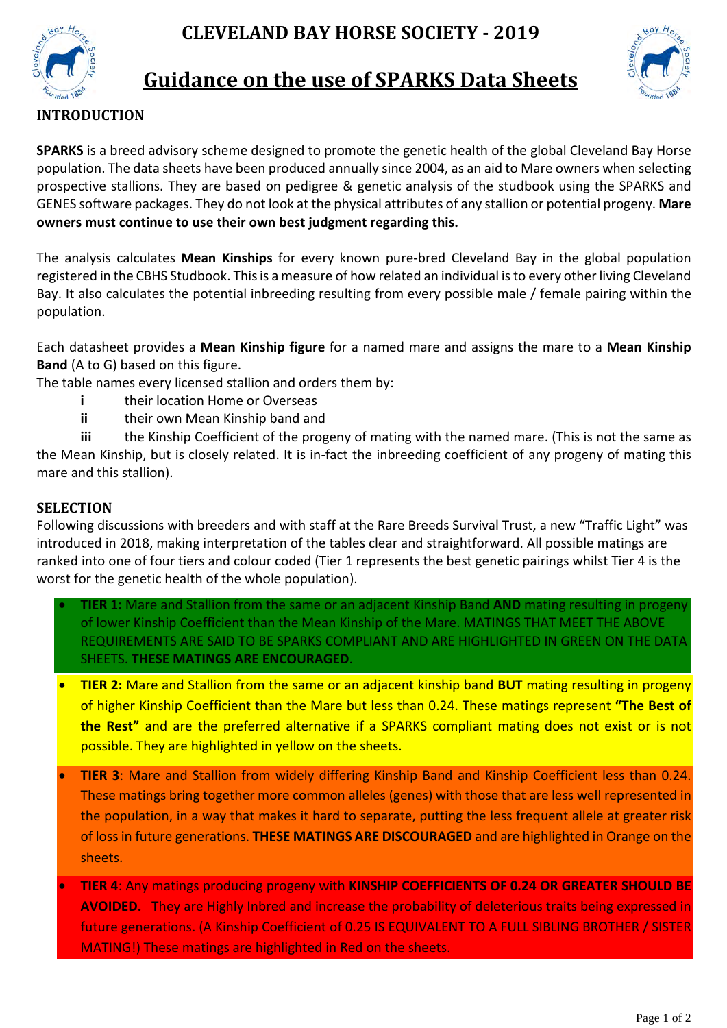# CLEVELAND BAY HORSE SOCIETY - 2019

## Guidance on the use of SPARKS Data Sheets

### INTRODUCTION

**SPARKS** is a breed advisory scheme designed to promote the genetic health of the global Cleveland Bay Horse population. The data sheets have been produced annually since 2004, as an aid to Mare owners when selecting prospective stallions. They are based on pedigree & genetic analysis of the studbook using the SPARKS and GENES software packages. They do not look at the physical attributes of any stallion or potential progeny. **Mare owners must continue to use their own best judgment regarding this.**

The analysis calculates **Mean Kinships** for every known pure-bred Cleveland Bay in the global population registered in the CBHS Studbook. This is a measure of how related an individual is to every other living Cleveland Bay. It also calculates the potential inbreeding resulting from every possible male / female pairing within the population.

Each datasheet provides a **Mean Kinship figure** for a named mare and assigns the mare to a **Mean Kinship Band** (A to G) based on this figure.

The table names every licensed stallion and orders them by:

- **i** their location Home or Overseas
- **ii** their own Mean Kinship band and
- **iii** the Kinship Coefficient of the progeny of mating with the named mare. (This is not the same as the Mean Kinship, but is closely related. It is in-fact the inbreeding coefficient of any progeny of mating this mare and this stallion).

### SELECTION

Following discussions with breeders and with staff at the Rare Breeds Survival Trust, a new "Traffic Light" was introduced in 2018, making interpretation of the tables clear and straightforward. All possible matings are ranked into one of four tiers and colour coded (Tier 1 represents the best genetic pairings whilst Tier 4 is the worst for the genetic health of the whole population).

- **TIER 1:** Mare and Stallion from the same or an adjacent Kinship Band **AND** mating resulting in progeny of lower Kinship Coefficient than the Mean Kinship of the Mare. MATINGS THAT MEET THE ABOVE REQUIREMENTS ARE SAID TO BE SPARKS COMPLIANT AND ARE HIGHLIGHTED IN GREEN ON THE DATA SHEETS. **THESE MATINGS ARE ENCOURAGED**.
- **TIER 2:** Mare and Stallion from the same or an adjacent kinship band **BUT** mating resulting in progeny of higher Kinship Coefficient than the Mare but less than 0.24. These matings represent **"The Best of the Rest"** and are the preferred alternative if a SPARKS compliant mating does not exist or is not possible. They are highlighted in yellow on the sheets.
- **TIER 3**: Mare and Stallion from widely differing Kinship Band and Kinship Coefficient less than 0.24. These matings bring together more common alleles (genes) with those that are less well represented in the population, in a way that makes it hard to separate, putting the less frequent allele at greater risk of loss in future generations. **THESE MATINGS ARE DISCOURAGED** and are highlighted in Orange on the sheets.
- **TIER 4**: Any matings producing progeny with **KINSHIP COEFFICIENTS OF 0.24 OR GREATER SHOULD BE AVOIDED.** They are Highly Inbred and increase the probability of deleterious traits being expressed in future generations. (A Kinship Coefficient of 0.25 IS EQUIVALENT TO A FULL SIBLING BROTHER / SISTER MATING!) These matings are highlighted in Red on the sheets.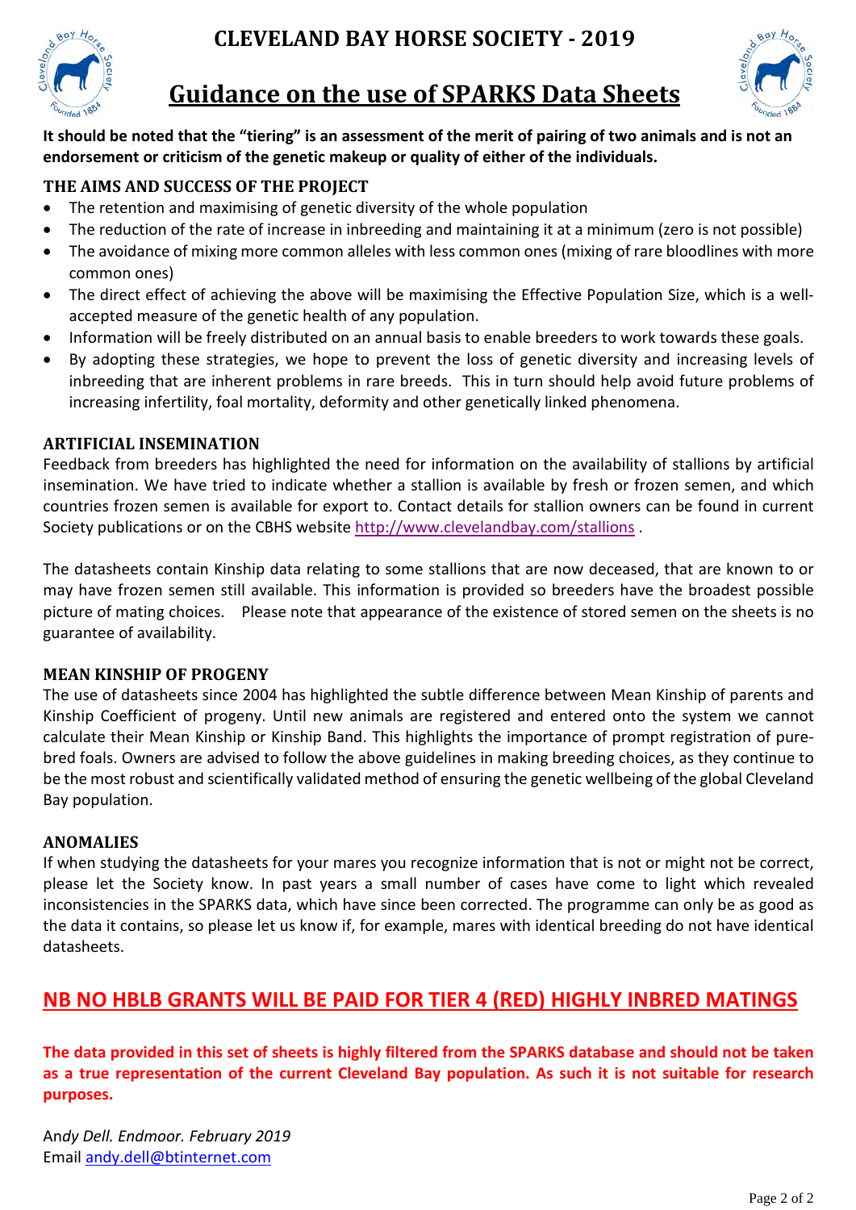# CLEVELAND BAY HORSE SOCIETY - 2019

## Guidance on the use of SPARKS Data Sheets

**It should be noted that the "tiering" is an assessment of the merit of pairing of two animals and is not an endorsement or criticism of the genetic makeup or quality of either of the individuals.**

### THE AIMS AND SUCCESS OF THE PROJECT

- The retention and maximising of genetic diversity of the whole population
- The reduction of the rate of increase in inbreeding and maintaining it at a minimum (zero is not possible)
- The avoidance of mixing more common alleles with less common ones (mixing of rare bloodlines with more common ones)
- The direct effect of achieving the above will be maximising the Effective Population Size, which is a well-accepted measure of the genetic health of any population.
- Information will be freely distributed on an annual basis to enable breeders to work towards these goals.
- By adopting these strategies, we hope to prevent the loss of genetic diversity and increasing levels of inbreeding that are inherent problems in rare breeds. This in turn should help avoid future problems of increasing infertility, foal mortality, deformity and other genetically linked phenomena.

### ARTIFICIAL INSEMINATION

Feedback from breeders has highlighted the need for information on the availability of stallions by artificial insemination. We have tried to indicate whether a stallion is available by fresh or frozen semen, and which countries frozen semen is available for export to. Contact details for stallion owners can be found in current Society publications or on the CBHS website http://www.clevelandbay.com/stallions .

The datasheets contain Kinship data relating to some stallions that are now deceased, that are known to or may have frozen semen still available. This information is provided so breeders have the broadest possible picture of mating choices. Please note that appearance of the existence of stored semen on the sheets is no guarantee of availability.

### MEAN KINSHIP OF PROGENY

The use of datasheets since 2004 has highlighted the subtle difference between Mean Kinship of parents and Kinship Coefficient of progeny. Until new animals are registered and entered onto the system we cannot calculate their Mean Kinship or Kinship Band. This highlights the importance of prompt registration of pure-bred foals. Owners are advised to follow the above guidelines in making breeding choices, as they continue to be the most robust and scientifically validated method of ensuring the genetic wellbeing of the global Cleveland Bay population.

### ANOMALIES

If when studying the datasheets for your mares you recognize information that is not or might not be correct, please let the Society know. In past years a small number of cases have come to light which revealed inconsistencies in the SPARKS data, which have since been corrected. The programme can only be as good as the data it contains, so please let us know if, for example, mares with identical breeding do not have identical datasheets.

## NB NO HBLB GRANTS WILL BE PAID FOR TIER 4 (RED) HIGHLY INBRED MATINGS

**The data provided in this set of sheets is highly filtered from the SPARKS database and should not be taken as a true representation of the current Cleveland Bay population. As such it is not suitable for research purposes.**

An*dy Dell. Endmoor. February 2019*
Email andy.dell@btinternet.com